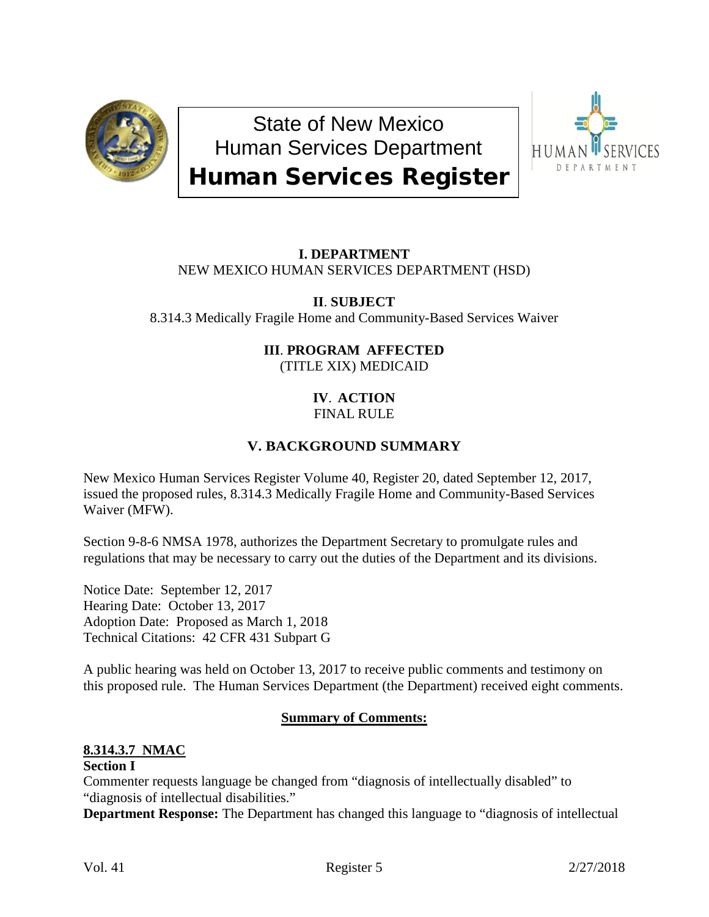# State of New Mexico
# Human Services Department
# Human Services Register

**I. DEPARTMENT**
NEW MEXICO HUMAN SERVICES DEPARTMENT (HSD)

**II. SUBJECT**
8.314.3 Medically Fragile Home and Community-Based Services Waiver

**III. PROGRAM AFFECTED**
(TITLE XIX) MEDICAID

**IV. ACTION**
FINAL RULE

## V. BACKGROUND SUMMARY

New Mexico Human Services Register Volume 40, Register 20, dated September 12, 2017, issued the proposed rules, 8.314.3 Medically Fragile Home and Community-Based Services Waiver (MFW).

Section 9-8-6 NMSA 1978, authorizes the Department Secretary to promulgate rules and regulations that may be necessary to carry out the duties of the Department and its divisions.

Notice Date: September 12, 2017
Hearing Date: October 13, 2017
Adoption Date: Proposed as March 1, 2018
Technical Citations: 42 CFR 431 Subpart G

A public hearing was held on October 13, 2017 to receive public comments and testimony on this proposed rule. The Human Services Department (the Department) received eight comments.

**Summary of Comments:**

**8.314.3.7 NMAC**
**Section I**
Commenter requests language be changed from "diagnosis of intellectually disabled" to "diagnosis of intellectual disabilities."
**Department Response:** The Department has changed this language to "diagnosis of intellectual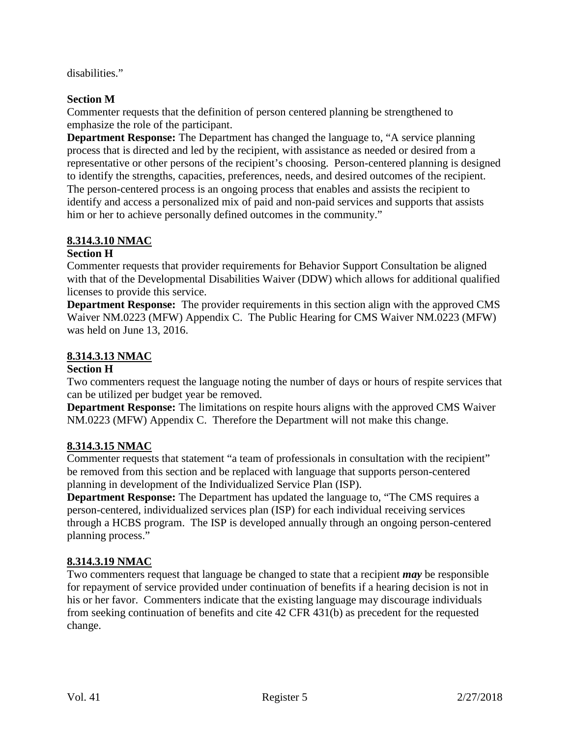disabilities."

**Section M**

Commenter requests that the definition of person centered planning be strengthened to emphasize the role of the participant.

**Department Response:** The Department has changed the language to, "A service planning process that is directed and led by the recipient, with assistance as needed or desired from a representative or other persons of the recipient's choosing. Person-centered planning is designed to identify the strengths, capacities, preferences, needs, and desired outcomes of the recipient. The person-centered process is an ongoing process that enables and assists the recipient to identify and access a personalized mix of paid and non-paid services and supports that assists him or her to achieve personally defined outcomes in the community."

**8.314.3.10 NMAC**

**Section H**

Commenter requests that provider requirements for Behavior Support Consultation be aligned with that of the Developmental Disabilities Waiver (DDW) which allows for additional qualified licenses to provide this service.

**Department Response:** The provider requirements in this section align with the approved CMS Waiver NM.0223 (MFW) Appendix C. The Public Hearing for CMS Waiver NM.0223 (MFW) was held on June 13, 2016.

**8.314.3.13 NMAC**

**Section H**

Two commenters request the language noting the number of days or hours of respite services that can be utilized per budget year be removed.

**Department Response:** The limitations on respite hours aligns with the approved CMS Waiver NM.0223 (MFW) Appendix C. Therefore the Department will not make this change.

**8.314.3.15 NMAC**

Commenter requests that statement "a team of professionals in consultation with the recipient" be removed from this section and be replaced with language that supports person-centered planning in development of the Individualized Service Plan (ISP).

**Department Response:** The Department has updated the language to, "The CMS requires a person-centered, individualized services plan (ISP) for each individual receiving services through a HCBS program. The ISP is developed annually through an ongoing person-centered planning process."

**8.314.3.19 NMAC**

Two commenters request that language be changed to state that a recipient ***may*** be responsible for repayment of service provided under continuation of benefits if a hearing decision is not in his or her favor. Commenters indicate that the existing language may discourage individuals from seeking continuation of benefits and cite 42 CFR 431(b) as precedent for the requested change.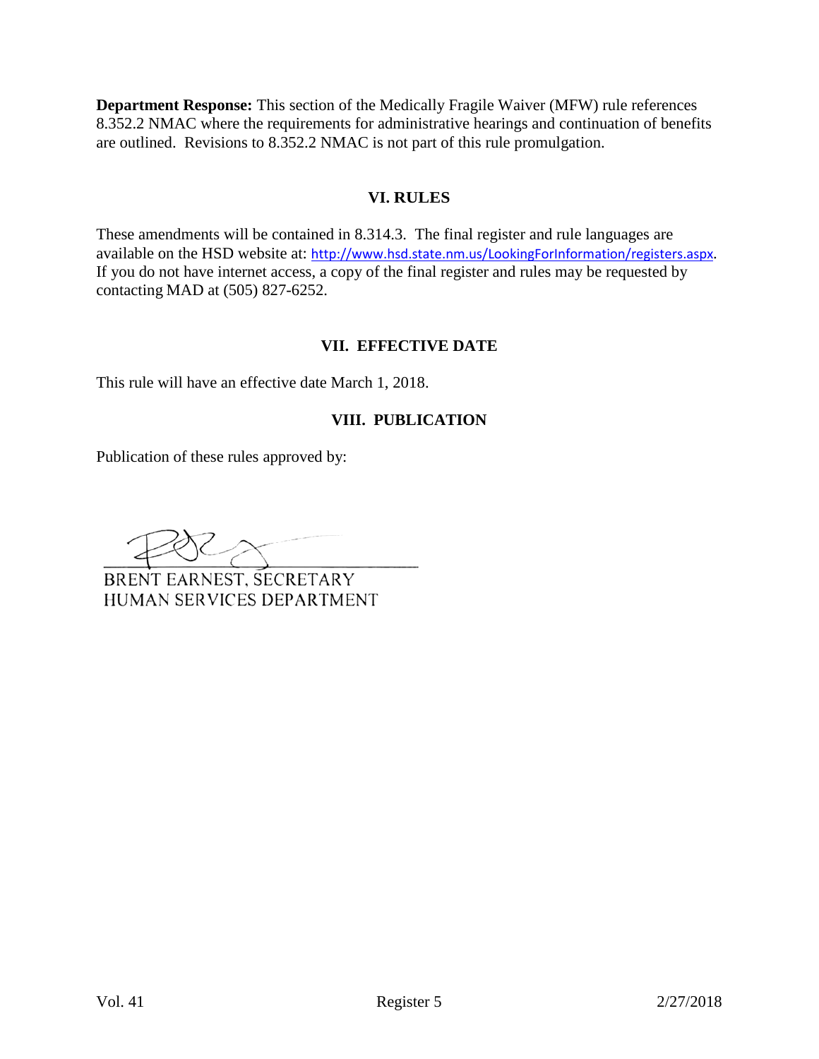**Department Response:** This section of the Medically Fragile Waiver (MFW) rule references 8.352.2 NMAC where the requirements for administrative hearings and continuation of benefits are outlined. Revisions to 8.352.2 NMAC is not part of this rule promulgation.

## VI. RULES

These amendments will be contained in 8.314.3. The final register and rule languages are available on the HSD website at: http://www.hsd.state.nm.us/LookingForInformation/registers.aspx. If you do not have internet access, a copy of the final register and rules may be requested by contacting MAD at (505) 827-6252.

## VII. EFFECTIVE DATE

This rule will have an effective date March 1, 2018.

## VIII. PUBLICATION

Publication of these rules approved by:

BRENT EARNEST, SECRETARY
HUMAN SERVICES DEPARTMENT